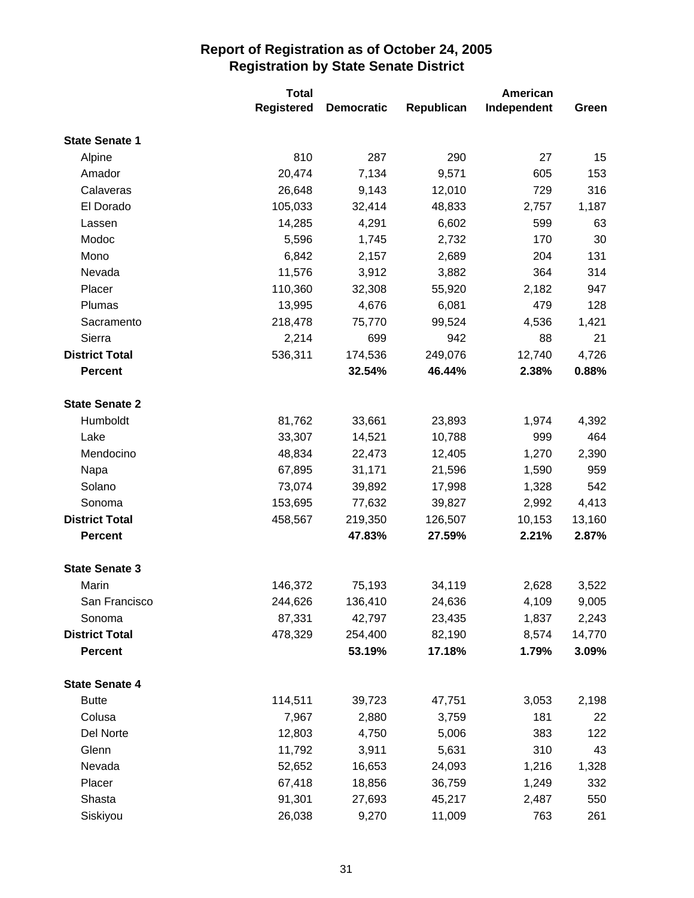# Report of Registration as of October 24, 2005
## Registration by State Senate District

| | Total Registered | Democratic | Republican | American Independent | Green |
|---|---|---|---|---|---|
| **State Senate 1** | | | | | |
| Alpine | 810 | 287 | 290 | 27 | 15 |
| Amador | 20,474 | 7,134 | 9,571 | 605 | 153 |
| Calaveras | 26,648 | 9,143 | 12,010 | 729 | 316 |
| El Dorado | 105,033 | 32,414 | 48,833 | 2,757 | 1,187 |
| Lassen | 14,285 | 4,291 | 6,602 | 599 | 63 |
| Modoc | 5,596 | 1,745 | 2,732 | 170 | 30 |
| Mono | 6,842 | 2,157 | 2,689 | 204 | 131 |
| Nevada | 11,576 | 3,912 | 3,882 | 364 | 314 |
| Placer | 110,360 | 32,308 | 55,920 | 2,182 | 947 |
| Plumas | 13,995 | 4,676 | 6,081 | 479 | 128 |
| Sacramento | 218,478 | 75,770 | 99,524 | 4,536 | 1,421 |
| Sierra | 2,214 | 699 | 942 | 88 | 21 |
| **District Total** | 536,311 | 174,536 | 249,076 | 12,740 | 4,726 |
| **Percent** | | **32.54%** | **46.44%** | **2.38%** | **0.88%** |
| **State Senate 2** | | | | | |
| Humboldt | 81,762 | 33,661 | 23,893 | 1,974 | 4,392 |
| Lake | 33,307 | 14,521 | 10,788 | 999 | 464 |
| Mendocino | 48,834 | 22,473 | 12,405 | 1,270 | 2,390 |
| Napa | 67,895 | 31,171 | 21,596 | 1,590 | 959 |
| Solano | 73,074 | 39,892 | 17,998 | 1,328 | 542 |
| Sonoma | 153,695 | 77,632 | 39,827 | 2,992 | 4,413 |
| **District Total** | 458,567 | 219,350 | 126,507 | 10,153 | 13,160 |
| **Percent** | | **47.83%** | **27.59%** | **2.21%** | **2.87%** |
| **State Senate 3** | | | | | |
| Marin | 146,372 | 75,193 | 34,119 | 2,628 | 3,522 |
| San Francisco | 244,626 | 136,410 | 24,636 | 4,109 | 9,005 |
| Sonoma | 87,331 | 42,797 | 23,435 | 1,837 | 2,243 |
| **District Total** | 478,329 | 254,400 | 82,190 | 8,574 | 14,770 |
| **Percent** | | **53.19%** | **17.18%** | **1.79%** | **3.09%** |
| **State Senate 4** | | | | | |
| Butte | 114,511 | 39,723 | 47,751 | 3,053 | 2,198 |
| Colusa | 7,967 | 2,880 | 3,759 | 181 | 22 |
| Del Norte | 12,803 | 4,750 | 5,006 | 383 | 122 |
| Glenn | 11,792 | 3,911 | 5,631 | 310 | 43 |
| Nevada | 52,652 | 16,653 | 24,093 | 1,216 | 1,328 |
| Placer | 67,418 | 18,856 | 36,759 | 1,249 | 332 |
| Shasta | 91,301 | 27,693 | 45,217 | 2,487 | 550 |
| Siskiyou | 26,038 | 9,270 | 11,009 | 763 | 261 |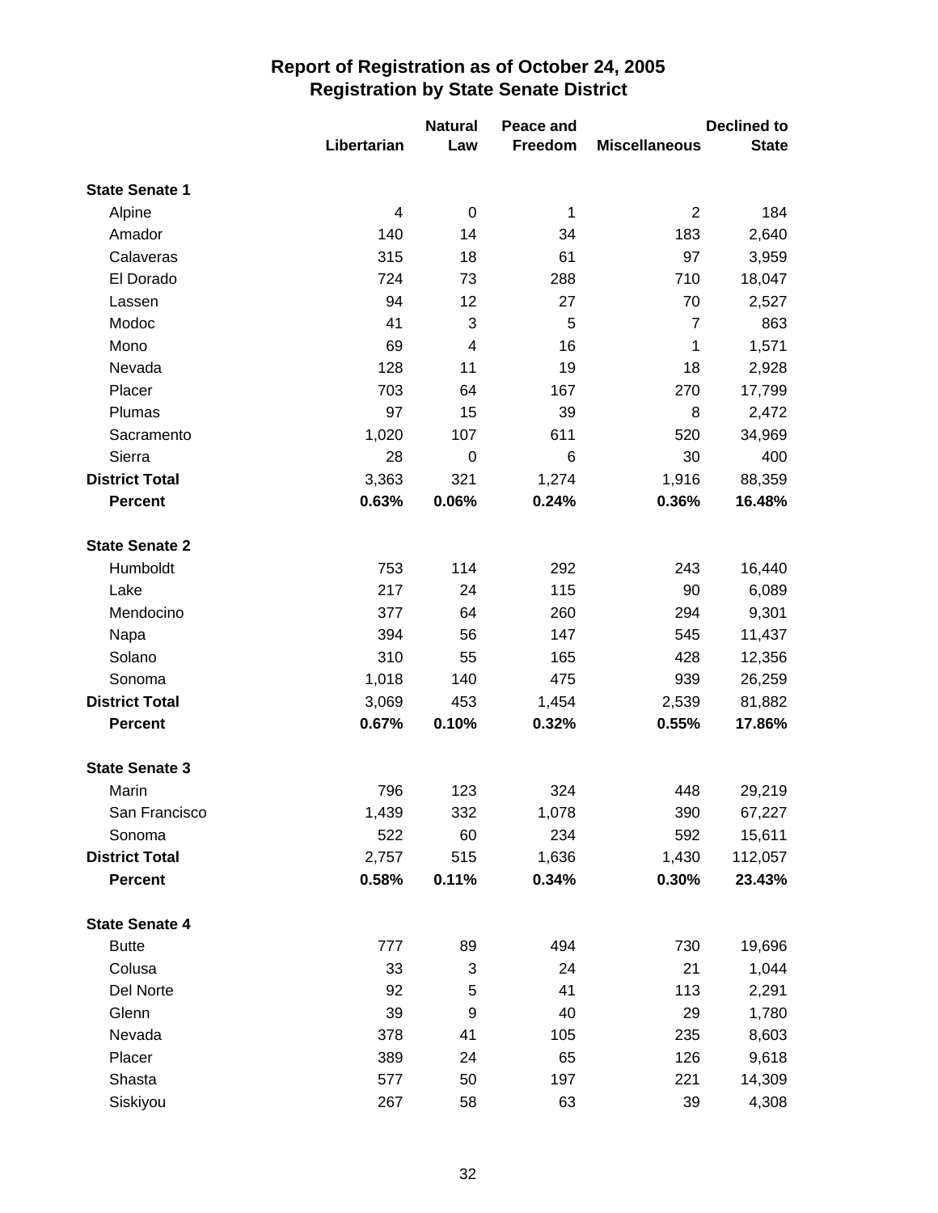# Report of Registration as of October 24, 2005
## Registration by State Senate District

| | Libertarian | Natural Law | Peace and Freedom | Miscellaneous | Declined to State |
|---|---|---|---|---|---|
| **State Senate 1** | | | | | |
| Alpine | 4 | 0 | 1 | 2 | 184 |
| Amador | 140 | 14 | 34 | 183 | 2,640 |
| Calaveras | 315 | 18 | 61 | 97 | 3,959 |
| El Dorado | 724 | 73 | 288 | 710 | 18,047 |
| Lassen | 94 | 12 | 27 | 70 | 2,527 |
| Modoc | 41 | 3 | 5 | 7 | 863 |
| Mono | 69 | 4 | 16 | 1 | 1,571 |
| Nevada | 128 | 11 | 19 | 18 | 2,928 |
| Placer | 703 | 64 | 167 | 270 | 17,799 |
| Plumas | 97 | 15 | 39 | 8 | 2,472 |
| Sacramento | 1,020 | 107 | 611 | 520 | 34,969 |
| Sierra | 28 | 0 | 6 | 30 | 400 |
| **District Total** | 3,363 | 321 | 1,274 | 1,916 | 88,359 |
| **Percent** | **0.63%** | **0.06%** | **0.24%** | **0.36%** | **16.48%** |
| **State Senate 2** | | | | | |
| Humboldt | 753 | 114 | 292 | 243 | 16,440 |
| Lake | 217 | 24 | 115 | 90 | 6,089 |
| Mendocino | 377 | 64 | 260 | 294 | 9,301 |
| Napa | 394 | 56 | 147 | 545 | 11,437 |
| Solano | 310 | 55 | 165 | 428 | 12,356 |
| Sonoma | 1,018 | 140 | 475 | 939 | 26,259 |
| **District Total** | 3,069 | 453 | 1,454 | 2,539 | 81,882 |
| **Percent** | **0.67%** | **0.10%** | **0.32%** | **0.55%** | **17.86%** |
| **State Senate 3** | | | | | |
| Marin | 796 | 123 | 324 | 448 | 29,219 |
| San Francisco | 1,439 | 332 | 1,078 | 390 | 67,227 |
| Sonoma | 522 | 60 | 234 | 592 | 15,611 |
| **District Total** | 2,757 | 515 | 1,636 | 1,430 | 112,057 |
| **Percent** | **0.58%** | **0.11%** | **0.34%** | **0.30%** | **23.43%** |
| **State Senate 4** | | | | | |
| Butte | 777 | 89 | 494 | 730 | 19,696 |
| Colusa | 33 | 3 | 24 | 21 | 1,044 |
| Del Norte | 92 | 5 | 41 | 113 | 2,291 |
| Glenn | 39 | 9 | 40 | 29 | 1,780 |
| Nevada | 378 | 41 | 105 | 235 | 8,603 |
| Placer | 389 | 24 | 65 | 126 | 9,618 |
| Shasta | 577 | 50 | 197 | 221 | 14,309 |
| Siskiyou | 267 | 58 | 63 | 39 | 4,308 |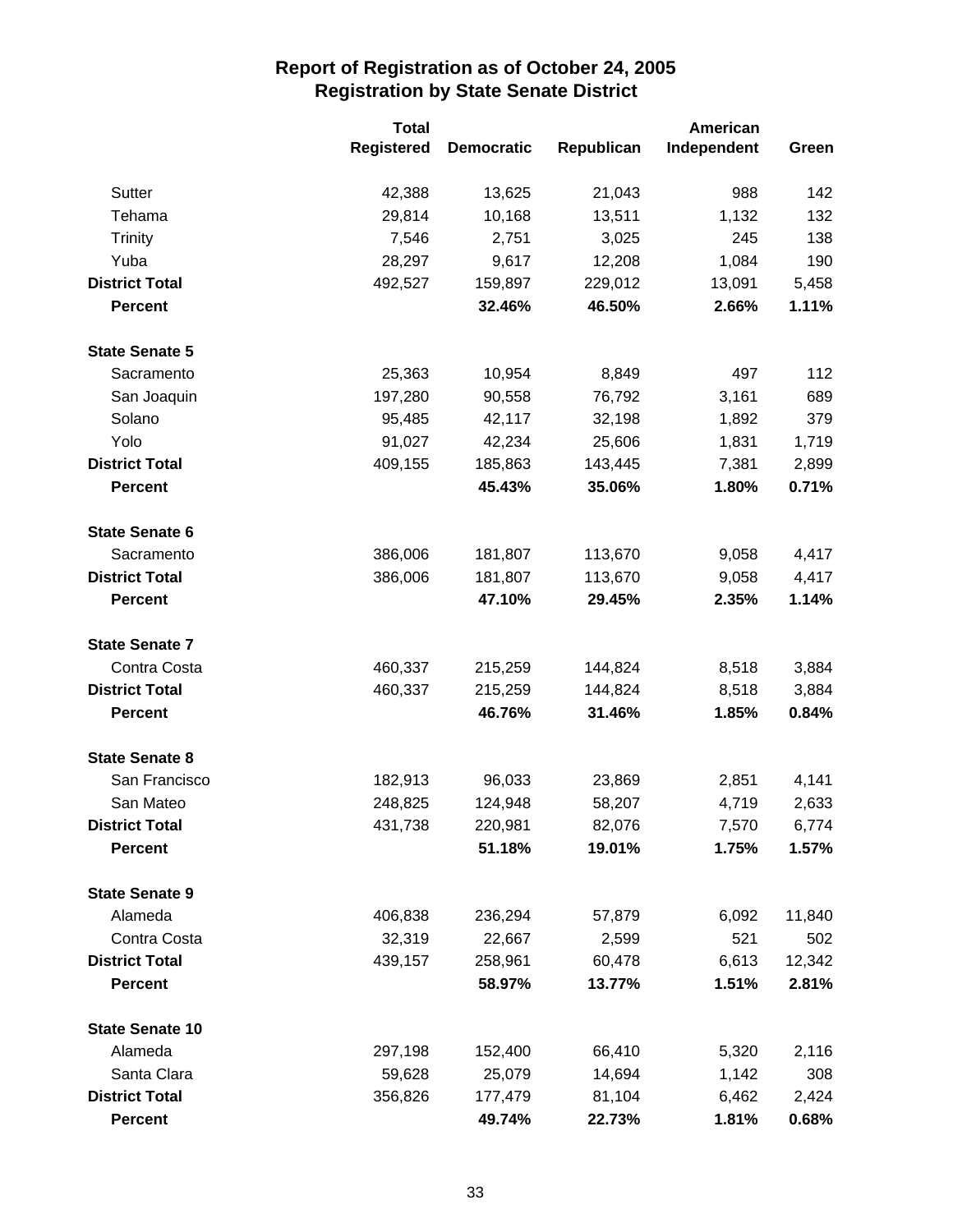## Report of Registration as of October 24, 2005
## Registration by State Senate District

| | Total Registered | Democratic | Republican | American Independent | Green |
|---|---|---|---|---|---|
| Sutter | 42,388 | 13,625 | 21,043 | 988 | 142 |
| Tehama | 29,814 | 10,168 | 13,511 | 1,132 | 132 |
| Trinity | 7,546 | 2,751 | 3,025 | 245 | 138 |
| Yuba | 28,297 | 9,617 | 12,208 | 1,084 | 190 |
| **District Total** | 492,527 | 159,897 | 229,012 | 13,091 | 5,458 |
| **Percent** | | **32.46%** | **46.50%** | **2.66%** | **1.11%** |
| **State Senate 5** | | | | | |
| Sacramento | 25,363 | 10,954 | 8,849 | 497 | 112 |
| San Joaquin | 197,280 | 90,558 | 76,792 | 3,161 | 689 |
| Solano | 95,485 | 42,117 | 32,198 | 1,892 | 379 |
| Yolo | 91,027 | 42,234 | 25,606 | 1,831 | 1,719 |
| **District Total** | 409,155 | 185,863 | 143,445 | 7,381 | 2,899 |
| **Percent** | | **45.43%** | **35.06%** | **1.80%** | **0.71%** |
| **State Senate 6** | | | | | |
| Sacramento | 386,006 | 181,807 | 113,670 | 9,058 | 4,417 |
| **District Total** | 386,006 | 181,807 | 113,670 | 9,058 | 4,417 |
| **Percent** | | **47.10%** | **29.45%** | **2.35%** | **1.14%** |
| **State Senate 7** | | | | | |
| Contra Costa | 460,337 | 215,259 | 144,824 | 8,518 | 3,884 |
| **District Total** | 460,337 | 215,259 | 144,824 | 8,518 | 3,884 |
| **Percent** | | **46.76%** | **31.46%** | **1.85%** | **0.84%** |
| **State Senate 8** | | | | | |
| San Francisco | 182,913 | 96,033 | 23,869 | 2,851 | 4,141 |
| San Mateo | 248,825 | 124,948 | 58,207 | 4,719 | 2,633 |
| **District Total** | 431,738 | 220,981 | 82,076 | 7,570 | 6,774 |
| **Percent** | | **51.18%** | **19.01%** | **1.75%** | **1.57%** |
| **State Senate 9** | | | | | |
| Alameda | 406,838 | 236,294 | 57,879 | 6,092 | 11,840 |
| Contra Costa | 32,319 | 22,667 | 2,599 | 521 | 502 |
| **District Total** | 439,157 | 258,961 | 60,478 | 6,613 | 12,342 |
| **Percent** | | **58.97%** | **13.77%** | **1.51%** | **2.81%** |
| **State Senate 10** | | | | | |
| Alameda | 297,198 | 152,400 | 66,410 | 5,320 | 2,116 |
| Santa Clara | 59,628 | 25,079 | 14,694 | 1,142 | 308 |
| **District Total** | 356,826 | 177,479 | 81,104 | 6,462 | 2,424 |
| **Percent** | | **49.74%** | **22.73%** | **1.81%** | **0.68%** |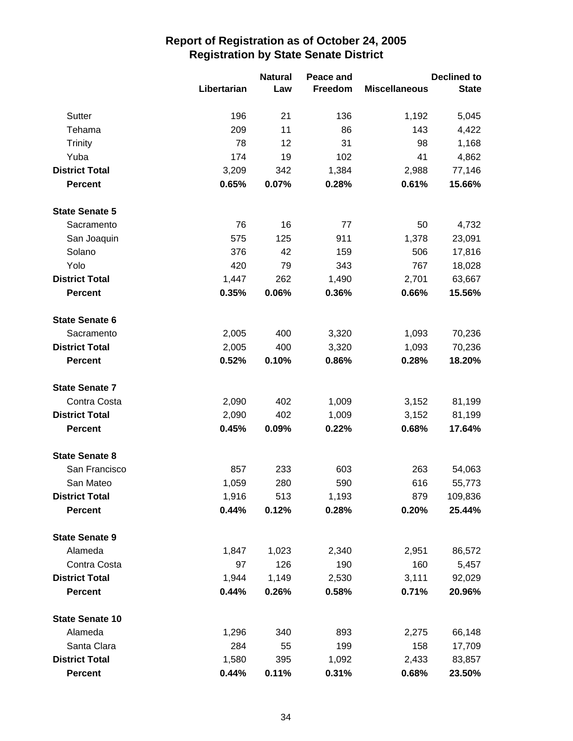# Report of Registration as of October 24, 2005
## Registration by State Senate District

| | Libertarian | Natural Law | Peace and Freedom | Miscellaneous | Declined to State |
|---|---|---|---|---|---|
| Sutter | 196 | 21 | 136 | 1,192 | 5,045 |
| Tehama | 209 | 11 | 86 | 143 | 4,422 |
| Trinity | 78 | 12 | 31 | 98 | 1,168 |
| Yuba | 174 | 19 | 102 | 41 | 4,862 |
| **District Total** | 3,209 | 342 | 1,384 | 2,988 | 77,146 |
| **Percent** | **0.65%** | **0.07%** | **0.28%** | **0.61%** | **15.66%** |
| **State Senate 5** | | | | | |
| Sacramento | 76 | 16 | 77 | 50 | 4,732 |
| San Joaquin | 575 | 125 | 911 | 1,378 | 23,091 |
| Solano | 376 | 42 | 159 | 506 | 17,816 |
| Yolo | 420 | 79 | 343 | 767 | 18,028 |
| **District Total** | 1,447 | 262 | 1,490 | 2,701 | 63,667 |
| **Percent** | **0.35%** | **0.06%** | **0.36%** | **0.66%** | **15.56%** |
| **State Senate 6** | | | | | |
| Sacramento | 2,005 | 400 | 3,320 | 1,093 | 70,236 |
| **District Total** | 2,005 | 400 | 3,320 | 1,093 | 70,236 |
| **Percent** | **0.52%** | **0.10%** | **0.86%** | **0.28%** | **18.20%** |
| **State Senate 7** | | | | | |
| Contra Costa | 2,090 | 402 | 1,009 | 3,152 | 81,199 |
| **District Total** | 2,090 | 402 | 1,009 | 3,152 | 81,199 |
| **Percent** | **0.45%** | **0.09%** | **0.22%** | **0.68%** | **17.64%** |
| **State Senate 8** | | | | | |
| San Francisco | 857 | 233 | 603 | 263 | 54,063 |
| San Mateo | 1,059 | 280 | 590 | 616 | 55,773 |
| **District Total** | 1,916 | 513 | 1,193 | 879 | 109,836 |
| **Percent** | **0.44%** | **0.12%** | **0.28%** | **0.20%** | **25.44%** |
| **State Senate 9** | | | | | |
| Alameda | 1,847 | 1,023 | 2,340 | 2,951 | 86,572 |
| Contra Costa | 97 | 126 | 190 | 160 | 5,457 |
| **District Total** | 1,944 | 1,149 | 2,530 | 3,111 | 92,029 |
| **Percent** | **0.44%** | **0.26%** | **0.58%** | **0.71%** | **20.96%** |
| **State Senate 10** | | | | | |
| Alameda | 1,296 | 340 | 893 | 2,275 | 66,148 |
| Santa Clara | 284 | 55 | 199 | 158 | 17,709 |
| **District Total** | 1,580 | 395 | 1,092 | 2,433 | 83,857 |
| **Percent** | **0.44%** | **0.11%** | **0.31%** | **0.68%** | **23.50%** |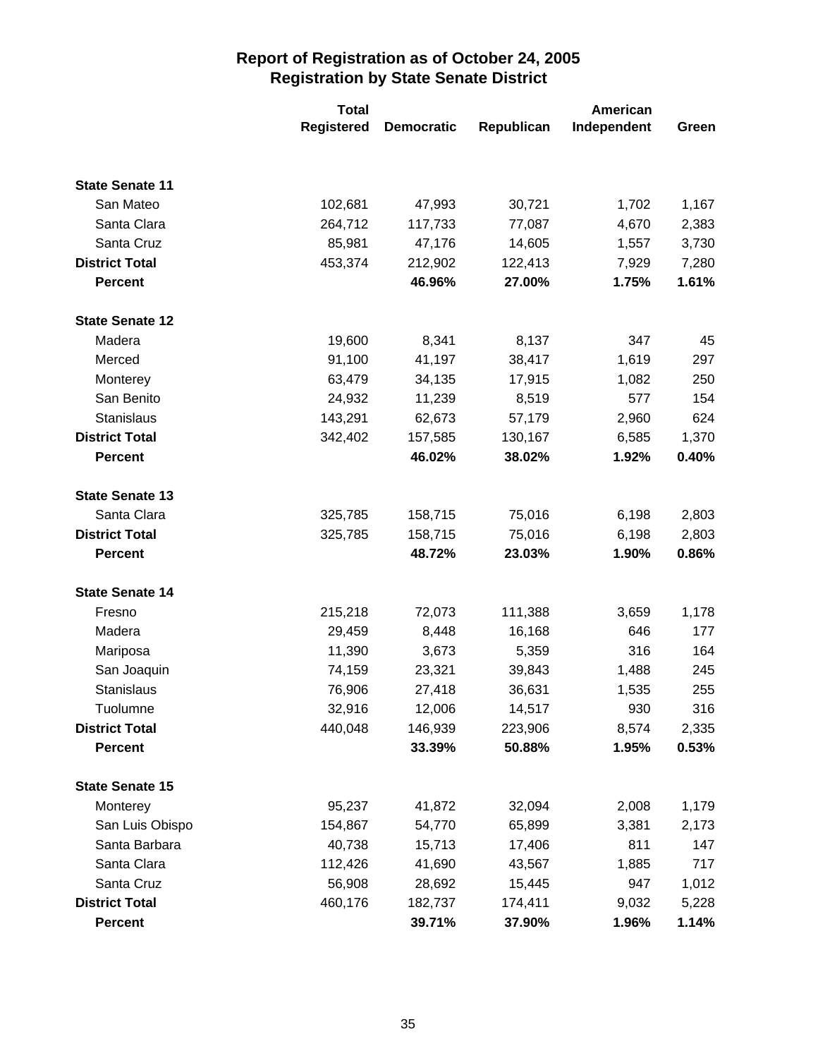# Report of Registration as of October 24, 2005
## Registration by State Senate District

| | Total Registered | Democratic | Republican | American Independent | Green |
|---|---|---|---|---|---|
| **State Senate 11** | | | | | |
| San Mateo | 102,681 | 47,993 | 30,721 | 1,702 | 1,167 |
| Santa Clara | 264,712 | 117,733 | 77,087 | 4,670 | 2,383 |
| Santa Cruz | 85,981 | 47,176 | 14,605 | 1,557 | 3,730 |
| **District Total** | 453,374 | 212,902 | 122,413 | 7,929 | 7,280 |
| **Percent** | | **46.96%** | **27.00%** | **1.75%** | **1.61%** |
| **State Senate 12** | | | | | |
| Madera | 19,600 | 8,341 | 8,137 | 347 | 45 |
| Merced | 91,100 | 41,197 | 38,417 | 1,619 | 297 |
| Monterey | 63,479 | 34,135 | 17,915 | 1,082 | 250 |
| San Benito | 24,932 | 11,239 | 8,519 | 577 | 154 |
| Stanislaus | 143,291 | 62,673 | 57,179 | 2,960 | 624 |
| **District Total** | 342,402 | 157,585 | 130,167 | 6,585 | 1,370 |
| **Percent** | | **46.02%** | **38.02%** | **1.92%** | **0.40%** |
| **State Senate 13** | | | | | |
| Santa Clara | 325,785 | 158,715 | 75,016 | 6,198 | 2,803 |
| **District Total** | 325,785 | 158,715 | 75,016 | 6,198 | 2,803 |
| **Percent** | | **48.72%** | **23.03%** | **1.90%** | **0.86%** |
| **State Senate 14** | | | | | |
| Fresno | 215,218 | 72,073 | 111,388 | 3,659 | 1,178 |
| Madera | 29,459 | 8,448 | 16,168 | 646 | 177 |
| Mariposa | 11,390 | 3,673 | 5,359 | 316 | 164 |
| San Joaquin | 74,159 | 23,321 | 39,843 | 1,488 | 245 |
| Stanislaus | 76,906 | 27,418 | 36,631 | 1,535 | 255 |
| Tuolumne | 32,916 | 12,006 | 14,517 | 930 | 316 |
| **District Total** | 440,048 | 146,939 | 223,906 | 8,574 | 2,335 |
| **Percent** | | **33.39%** | **50.88%** | **1.95%** | **0.53%** |
| **State Senate 15** | | | | | |
| Monterey | 95,237 | 41,872 | 32,094 | 2,008 | 1,179 |
| San Luis Obispo | 154,867 | 54,770 | 65,899 | 3,381 | 2,173 |
| Santa Barbara | 40,738 | 15,713 | 17,406 | 811 | 147 |
| Santa Clara | 112,426 | 41,690 | 43,567 | 1,885 | 717 |
| Santa Cruz | 56,908 | 28,692 | 15,445 | 947 | 1,012 |
| **District Total** | 460,176 | 182,737 | 174,411 | 9,032 | 5,228 |
| **Percent** | | **39.71%** | **37.90%** | **1.96%** | **1.14%** |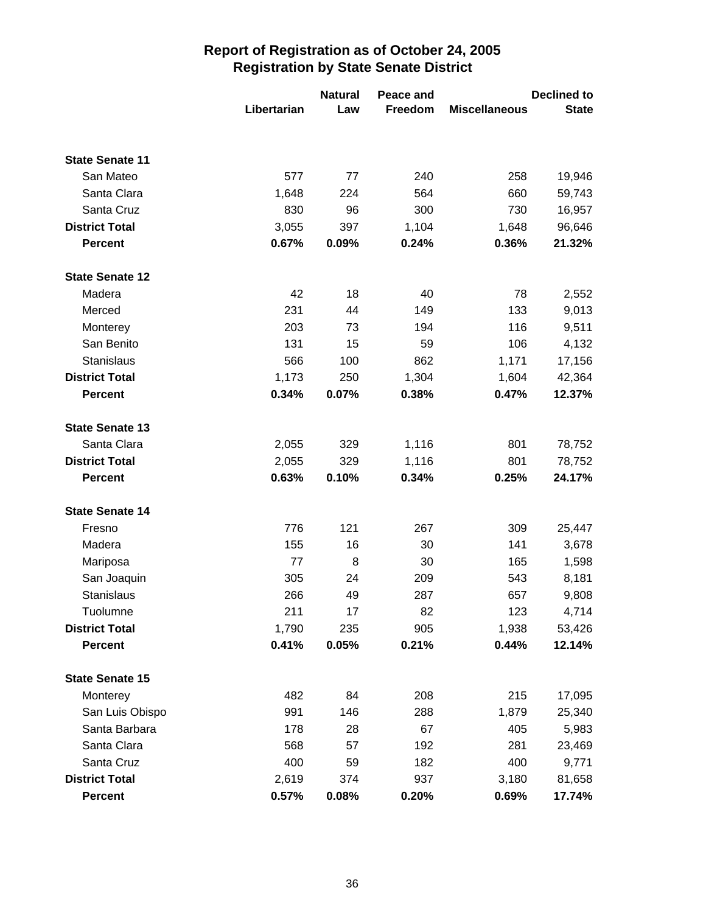# Report of Registration as of October 24, 2005
## Registration by State Senate District

| | Libertarian | Natural Law | Peace and Freedom | Miscellaneous | Declined to State |
|---|---|---|---|---|---|
| **State Senate 11** | | | | | |
| San Mateo | 577 | 77 | 240 | 258 | 19,946 |
| Santa Clara | 1,648 | 224 | 564 | 660 | 59,743 |
| Santa Cruz | 830 | 96 | 300 | 730 | 16,957 |
| **District Total** | 3,055 | 397 | 1,104 | 1,648 | 96,646 |
| **Percent** | **0.67%** | **0.09%** | **0.24%** | **0.36%** | **21.32%** |
| **State Senate 12** | | | | | |
| Madera | 42 | 18 | 40 | 78 | 2,552 |
| Merced | 231 | 44 | 149 | 133 | 9,013 |
| Monterey | 203 | 73 | 194 | 116 | 9,511 |
| San Benito | 131 | 15 | 59 | 106 | 4,132 |
| Stanislaus | 566 | 100 | 862 | 1,171 | 17,156 |
| **District Total** | 1,173 | 250 | 1,304 | 1,604 | 42,364 |
| **Percent** | **0.34%** | **0.07%** | **0.38%** | **0.47%** | **12.37%** |
| **State Senate 13** | | | | | |
| Santa Clara | 2,055 | 329 | 1,116 | 801 | 78,752 |
| **District Total** | 2,055 | 329 | 1,116 | 801 | 78,752 |
| **Percent** | **0.63%** | **0.10%** | **0.34%** | **0.25%** | **24.17%** |
| **State Senate 14** | | | | | |
| Fresno | 776 | 121 | 267 | 309 | 25,447 |
| Madera | 155 | 16 | 30 | 141 | 3,678 |
| Mariposa | 77 | 8 | 30 | 165 | 1,598 |
| San Joaquin | 305 | 24 | 209 | 543 | 8,181 |
| Stanislaus | 266 | 49 | 287 | 657 | 9,808 |
| Tuolumne | 211 | 17 | 82 | 123 | 4,714 |
| **District Total** | 1,790 | 235 | 905 | 1,938 | 53,426 |
| **Percent** | **0.41%** | **0.05%** | **0.21%** | **0.44%** | **12.14%** |
| **State Senate 15** | | | | | |
| Monterey | 482 | 84 | 208 | 215 | 17,095 |
| San Luis Obispo | 991 | 146 | 288 | 1,879 | 25,340 |
| Santa Barbara | 178 | 28 | 67 | 405 | 5,983 |
| Santa Clara | 568 | 57 | 192 | 281 | 23,469 |
| Santa Cruz | 400 | 59 | 182 | 400 | 9,771 |
| **District Total** | 2,619 | 374 | 937 | 3,180 | 81,658 |
| **Percent** | **0.57%** | **0.08%** | **0.20%** | **0.69%** | **17.74%** |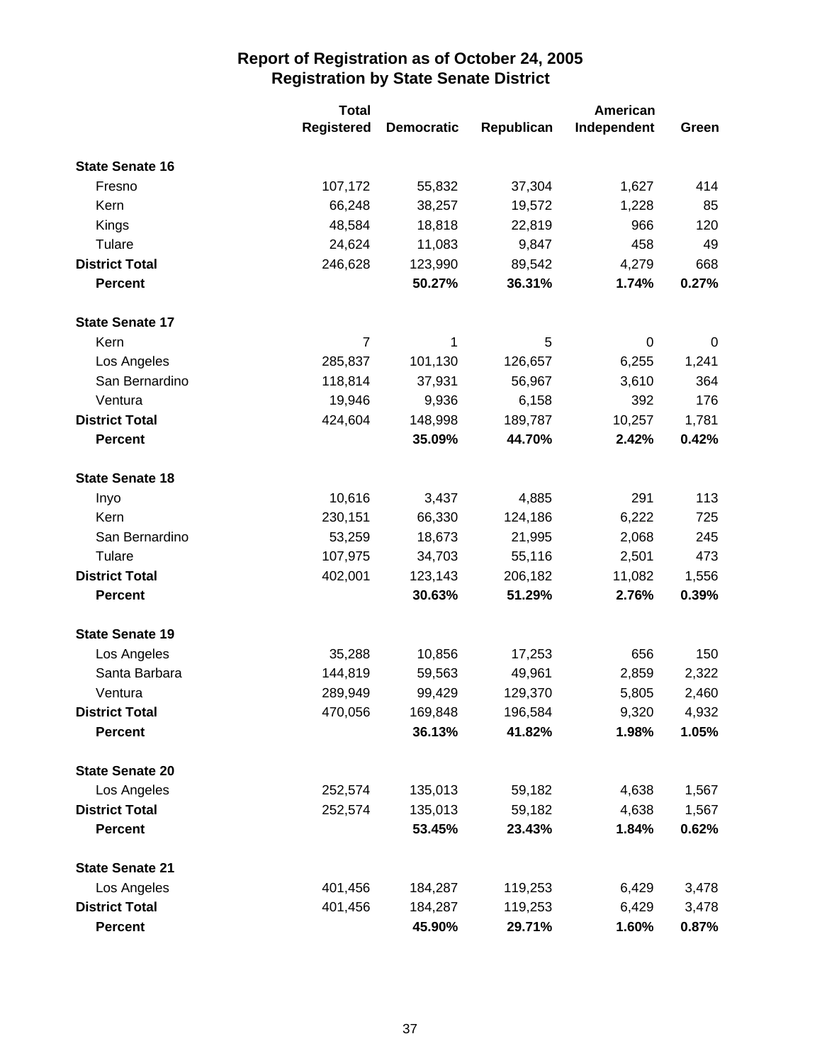## Report of Registration as of October 24, 2005
## Registration by State Senate District

| | Total Registered | Democratic | Republican | American Independent | Green |
|---|---|---|---|---|---|
| **State Senate 16** | | | | | |
| Fresno | 107,172 | 55,832 | 37,304 | 1,627 | 414 |
| Kern | 66,248 | 38,257 | 19,572 | 1,228 | 85 |
| Kings | 48,584 | 18,818 | 22,819 | 966 | 120 |
| Tulare | 24,624 | 11,083 | 9,847 | 458 | 49 |
| **District Total** | 246,628 | 123,990 | 89,542 | 4,279 | 668 |
| **Percent** | | **50.27%** | **36.31%** | **1.74%** | **0.27%** |
| **State Senate 17** | | | | | |
| Kern | 7 | 1 | 5 | 0 | 0 |
| Los Angeles | 285,837 | 101,130 | 126,657 | 6,255 | 1,241 |
| San Bernardino | 118,814 | 37,931 | 56,967 | 3,610 | 364 |
| Ventura | 19,946 | 9,936 | 6,158 | 392 | 176 |
| **District Total** | 424,604 | 148,998 | 189,787 | 10,257 | 1,781 |
| **Percent** | | **35.09%** | **44.70%** | **2.42%** | **0.42%** |
| **State Senate 18** | | | | | |
| Inyo | 10,616 | 3,437 | 4,885 | 291 | 113 |
| Kern | 230,151 | 66,330 | 124,186 | 6,222 | 725 |
| San Bernardino | 53,259 | 18,673 | 21,995 | 2,068 | 245 |
| Tulare | 107,975 | 34,703 | 55,116 | 2,501 | 473 |
| **District Total** | 402,001 | 123,143 | 206,182 | 11,082 | 1,556 |
| **Percent** | | **30.63%** | **51.29%** | **2.76%** | **0.39%** |
| **State Senate 19** | | | | | |
| Los Angeles | 35,288 | 10,856 | 17,253 | 656 | 150 |
| Santa Barbara | 144,819 | 59,563 | 49,961 | 2,859 | 2,322 |
| Ventura | 289,949 | 99,429 | 129,370 | 5,805 | 2,460 |
| **District Total** | 470,056 | 169,848 | 196,584 | 9,320 | 4,932 |
| **Percent** | | **36.13%** | **41.82%** | **1.98%** | **1.05%** |
| **State Senate 20** | | | | | |
| Los Angeles | 252,574 | 135,013 | 59,182 | 4,638 | 1,567 |
| **District Total** | 252,574 | 135,013 | 59,182 | 4,638 | 1,567 |
| **Percent** | | **53.45%** | **23.43%** | **1.84%** | **0.62%** |
| **State Senate 21** | | | | | |
| Los Angeles | 401,456 | 184,287 | 119,253 | 6,429 | 3,478 |
| **District Total** | 401,456 | 184,287 | 119,253 | 6,429 | 3,478 |
| **Percent** | | **45.90%** | **29.71%** | **1.60%** | **0.87%** |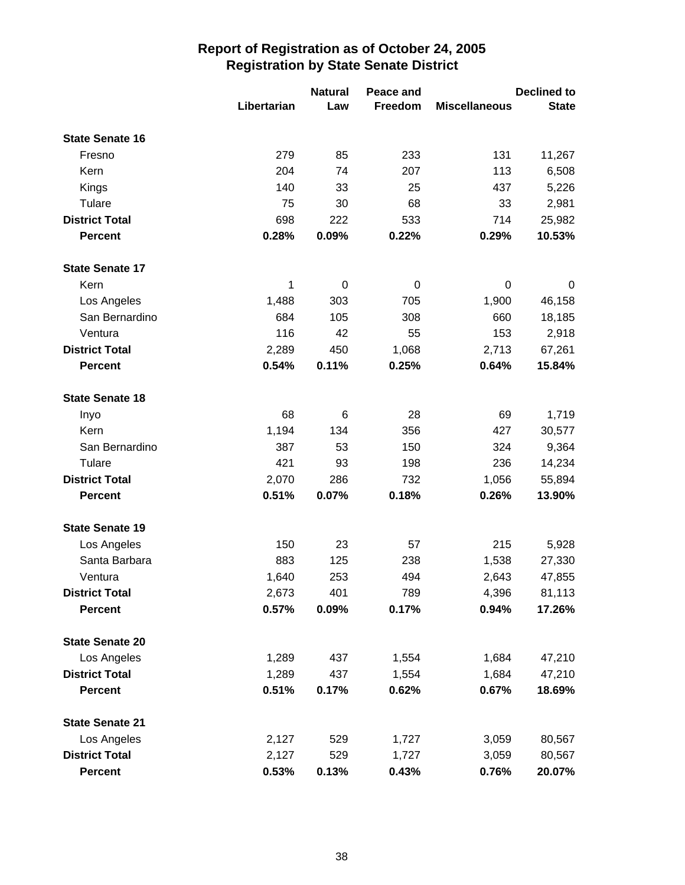# Report of Registration as of October 24, 2005
## Registration by State Senate District

| | Libertarian | Natural Law | Peace and Freedom | Miscellaneous | Declined to State |
|---|---|---|---|---|---|
| **State Senate 16** | | | | | |
| Fresno | 279 | 85 | 233 | 131 | 11,267 |
| Kern | 204 | 74 | 207 | 113 | 6,508 |
| Kings | 140 | 33 | 25 | 437 | 5,226 |
| Tulare | 75 | 30 | 68 | 33 | 2,981 |
| **District Total** | 698 | 222 | 533 | 714 | 25,982 |
| **Percent** | **0.28%** | **0.09%** | **0.22%** | **0.29%** | **10.53%** |
| **State Senate 17** | | | | | |
| Kern | 1 | 0 | 0 | 0 | 0 |
| Los Angeles | 1,488 | 303 | 705 | 1,900 | 46,158 |
| San Bernardino | 684 | 105 | 308 | 660 | 18,185 |
| Ventura | 116 | 42 | 55 | 153 | 2,918 |
| **District Total** | 2,289 | 450 | 1,068 | 2,713 | 67,261 |
| **Percent** | **0.54%** | **0.11%** | **0.25%** | **0.64%** | **15.84%** |
| **State Senate 18** | | | | | |
| Inyo | 68 | 6 | 28 | 69 | 1,719 |
| Kern | 1,194 | 134 | 356 | 427 | 30,577 |
| San Bernardino | 387 | 53 | 150 | 324 | 9,364 |
| Tulare | 421 | 93 | 198 | 236 | 14,234 |
| **District Total** | 2,070 | 286 | 732 | 1,056 | 55,894 |
| **Percent** | **0.51%** | **0.07%** | **0.18%** | **0.26%** | **13.90%** |
| **State Senate 19** | | | | | |
| Los Angeles | 150 | 23 | 57 | 215 | 5,928 |
| Santa Barbara | 883 | 125 | 238 | 1,538 | 27,330 |
| Ventura | 1,640 | 253 | 494 | 2,643 | 47,855 |
| **District Total** | 2,673 | 401 | 789 | 4,396 | 81,113 |
| **Percent** | **0.57%** | **0.09%** | **0.17%** | **0.94%** | **17.26%** |
| **State Senate 20** | | | | | |
| Los Angeles | 1,289 | 437 | 1,554 | 1,684 | 47,210 |
| **District Total** | 1,289 | 437 | 1,554 | 1,684 | 47,210 |
| **Percent** | **0.51%** | **0.17%** | **0.62%** | **0.67%** | **18.69%** |
| **State Senate 21** | | | | | |
| Los Angeles | 2,127 | 529 | 1,727 | 3,059 | 80,567 |
| **District Total** | 2,127 | 529 | 1,727 | 3,059 | 80,567 |
| **Percent** | **0.53%** | **0.13%** | **0.43%** | **0.76%** | **20.07%** |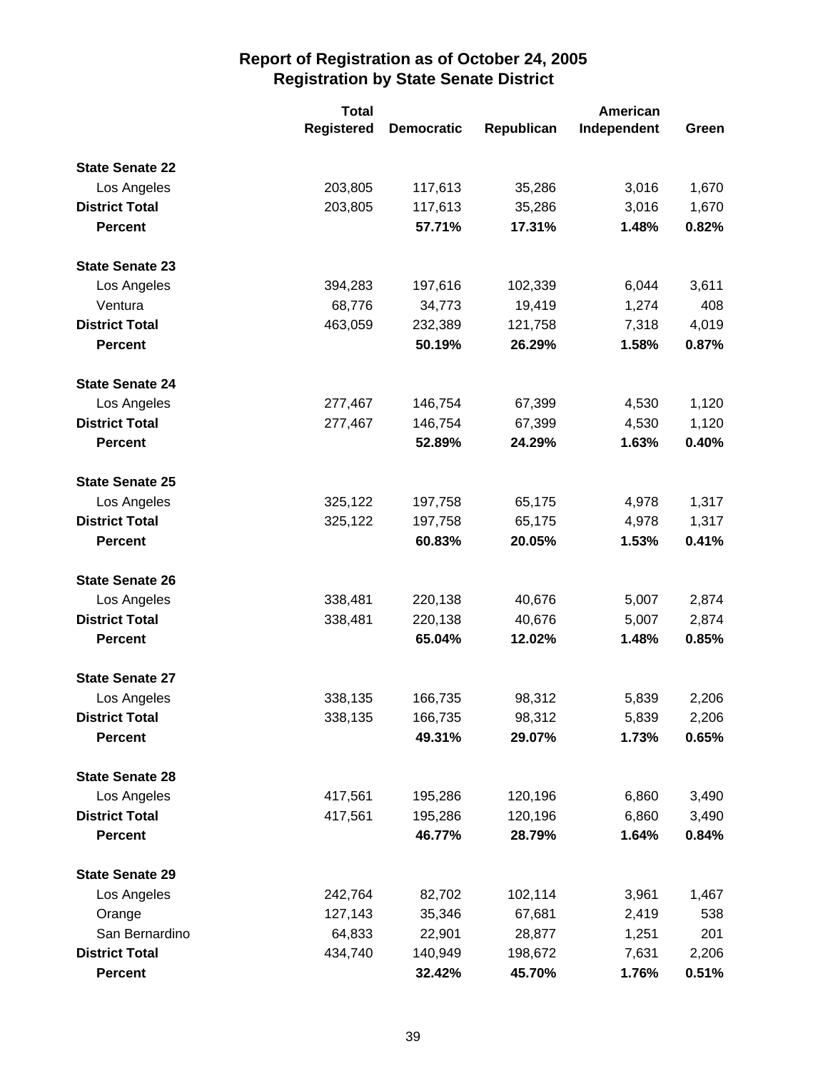# Report of Registration as of October 24, 2005
## Registration by State Senate District

| | Total Registered | Democratic | Republican | American Independent | Green |
|---|---|---|---|---|---|
| **State Senate 22** | | | | | |
| Los Angeles | 203,805 | 117,613 | 35,286 | 3,016 | 1,670 |
| **District Total** | 203,805 | 117,613 | 35,286 | 3,016 | 1,670 |
| **Percent** | | **57.71%** | **17.31%** | **1.48%** | **0.82%** |
| **State Senate 23** | | | | | |
| Los Angeles | 394,283 | 197,616 | 102,339 | 6,044 | 3,611 |
| Ventura | 68,776 | 34,773 | 19,419 | 1,274 | 408 |
| **District Total** | 463,059 | 232,389 | 121,758 | 7,318 | 4,019 |
| **Percent** | | **50.19%** | **26.29%** | **1.58%** | **0.87%** |
| **State Senate 24** | | | | | |
| Los Angeles | 277,467 | 146,754 | 67,399 | 4,530 | 1,120 |
| **District Total** | 277,467 | 146,754 | 67,399 | 4,530 | 1,120 |
| **Percent** | | **52.89%** | **24.29%** | **1.63%** | **0.40%** |
| **State Senate 25** | | | | | |
| Los Angeles | 325,122 | 197,758 | 65,175 | 4,978 | 1,317 |
| **District Total** | 325,122 | 197,758 | 65,175 | 4,978 | 1,317 |
| **Percent** | | **60.83%** | **20.05%** | **1.53%** | **0.41%** |
| **State Senate 26** | | | | | |
| Los Angeles | 338,481 | 220,138 | 40,676 | 5,007 | 2,874 |
| **District Total** | 338,481 | 220,138 | 40,676 | 5,007 | 2,874 |
| **Percent** | | **65.04%** | **12.02%** | **1.48%** | **0.85%** |
| **State Senate 27** | | | | | |
| Los Angeles | 338,135 | 166,735 | 98,312 | 5,839 | 2,206 |
| **District Total** | 338,135 | 166,735 | 98,312 | 5,839 | 2,206 |
| **Percent** | | **49.31%** | **29.07%** | **1.73%** | **0.65%** |
| **State Senate 28** | | | | | |
| Los Angeles | 417,561 | 195,286 | 120,196 | 6,860 | 3,490 |
| **District Total** | 417,561 | 195,286 | 120,196 | 6,860 | 3,490 |
| **Percent** | | **46.77%** | **28.79%** | **1.64%** | **0.84%** |
| **State Senate 29** | | | | | |
| Los Angeles | 242,764 | 82,702 | 102,114 | 3,961 | 1,467 |
| Orange | 127,143 | 35,346 | 67,681 | 2,419 | 538 |
| San Bernardino | 64,833 | 22,901 | 28,877 | 1,251 | 201 |
| **District Total** | 434,740 | 140,949 | 198,672 | 7,631 | 2,206 |
| **Percent** | | **32.42%** | **45.70%** | **1.76%** | **0.51%** |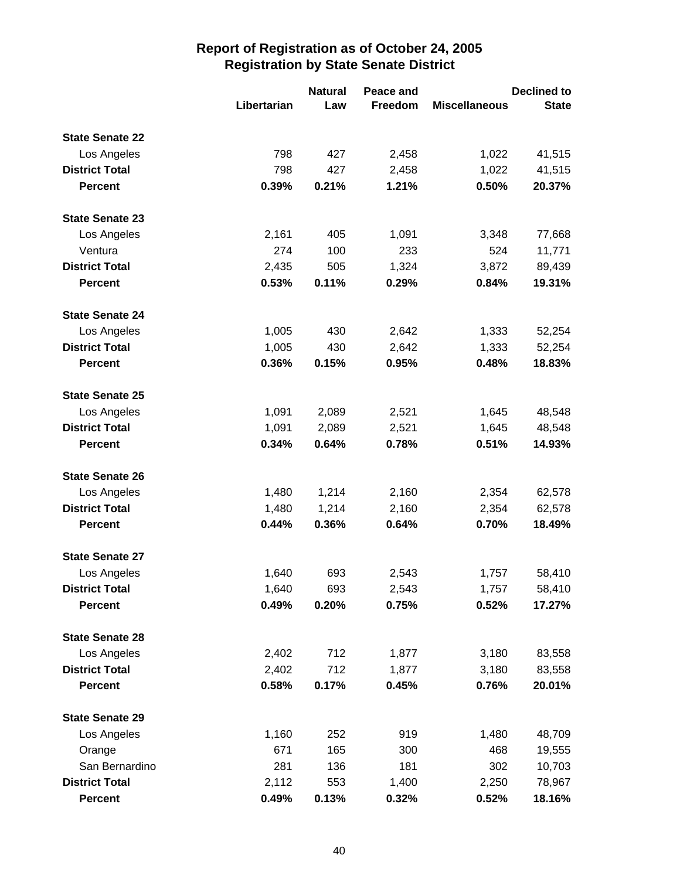# Report of Registration as of October 24, 2005
## Registration by State Senate District

| | Libertarian | Natural Law | Peace and Freedom | Miscellaneous | Declined to State |
|---|---|---|---|---|---|
| **State Senate 22** | | | | | |
| Los Angeles | 798 | 427 | 2,458 | 1,022 | 41,515 |
| **District Total** | 798 | 427 | 2,458 | 1,022 | 41,515 |
| **Percent** | **0.39%** | **0.21%** | **1.21%** | **0.50%** | **20.37%** |
| **State Senate 23** | | | | | |
| Los Angeles | 2,161 | 405 | 1,091 | 3,348 | 77,668 |
| Ventura | 274 | 100 | 233 | 524 | 11,771 |
| **District Total** | 2,435 | 505 | 1,324 | 3,872 | 89,439 |
| **Percent** | **0.53%** | **0.11%** | **0.29%** | **0.84%** | **19.31%** |
| **State Senate 24** | | | | | |
| Los Angeles | 1,005 | 430 | 2,642 | 1,333 | 52,254 |
| **District Total** | 1,005 | 430 | 2,642 | 1,333 | 52,254 |
| **Percent** | **0.36%** | **0.15%** | **0.95%** | **0.48%** | **18.83%** |
| **State Senate 25** | | | | | |
| Los Angeles | 1,091 | 2,089 | 2,521 | 1,645 | 48,548 |
| **District Total** | 1,091 | 2,089 | 2,521 | 1,645 | 48,548 |
| **Percent** | **0.34%** | **0.64%** | **0.78%** | **0.51%** | **14.93%** |
| **State Senate 26** | | | | | |
| Los Angeles | 1,480 | 1,214 | 2,160 | 2,354 | 62,578 |
| **District Total** | 1,480 | 1,214 | 2,160 | 2,354 | 62,578 |
| **Percent** | **0.44%** | **0.36%** | **0.64%** | **0.70%** | **18.49%** |
| **State Senate 27** | | | | | |
| Los Angeles | 1,640 | 693 | 2,543 | 1,757 | 58,410 |
| **District Total** | 1,640 | 693 | 2,543 | 1,757 | 58,410 |
| **Percent** | **0.49%** | **0.20%** | **0.75%** | **0.52%** | **17.27%** |
| **State Senate 28** | | | | | |
| Los Angeles | 2,402 | 712 | 1,877 | 3,180 | 83,558 |
| **District Total** | 2,402 | 712 | 1,877 | 3,180 | 83,558 |
| **Percent** | **0.58%** | **0.17%** | **0.45%** | **0.76%** | **20.01%** |
| **State Senate 29** | | | | | |
| Los Angeles | 1,160 | 252 | 919 | 1,480 | 48,709 |
| Orange | 671 | 165 | 300 | 468 | 19,555 |
| San Bernardino | 281 | 136 | 181 | 302 | 10,703 |
| **District Total** | 2,112 | 553 | 1,400 | 2,250 | 78,967 |
| **Percent** | **0.49%** | **0.13%** | **0.32%** | **0.52%** | **18.16%** |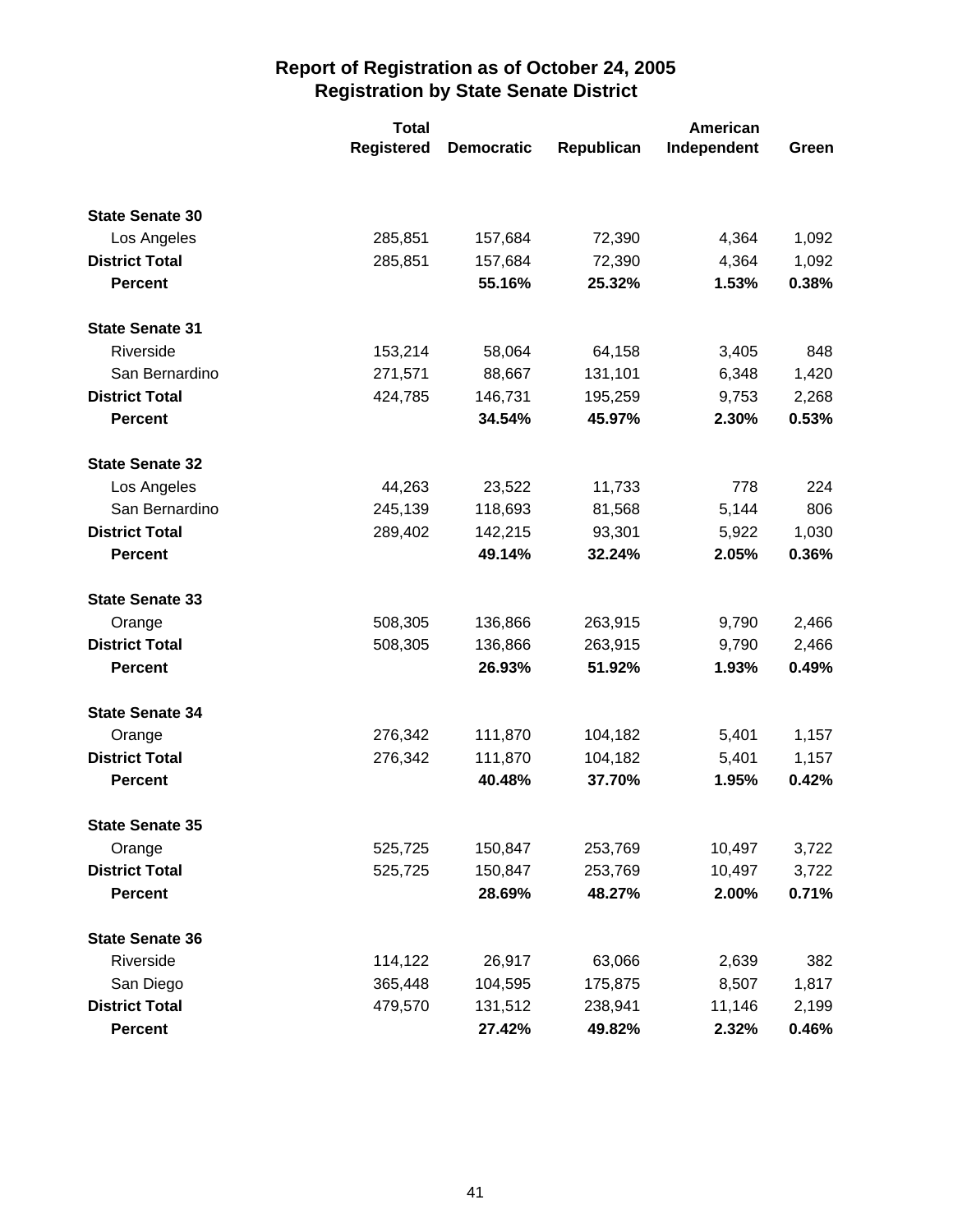# Report of Registration as of October 24, 2005
## Registration by State Senate District

| | Total Registered | Democratic | Republican | American Independent | Green |
|---|---|---|---|---|---|
| **State Senate 30** | | | | | |
| Los Angeles | 285,851 | 157,684 | 72,390 | 4,364 | 1,092 |
| **District Total** | 285,851 | 157,684 | 72,390 | 4,364 | 1,092 |
| **Percent** | | **55.16%** | **25.32%** | **1.53%** | **0.38%** |
| **State Senate 31** | | | | | |
| Riverside | 153,214 | 58,064 | 64,158 | 3,405 | 848 |
| San Bernardino | 271,571 | 88,667 | 131,101 | 6,348 | 1,420 |
| **District Total** | 424,785 | 146,731 | 195,259 | 9,753 | 2,268 |
| **Percent** | | **34.54%** | **45.97%** | **2.30%** | **0.53%** |
| **State Senate 32** | | | | | |
| Los Angeles | 44,263 | 23,522 | 11,733 | 778 | 224 |
| San Bernardino | 245,139 | 118,693 | 81,568 | 5,144 | 806 |
| **District Total** | 289,402 | 142,215 | 93,301 | 5,922 | 1,030 |
| **Percent** | | **49.14%** | **32.24%** | **2.05%** | **0.36%** |
| **State Senate 33** | | | | | |
| Orange | 508,305 | 136,866 | 263,915 | 9,790 | 2,466 |
| **District Total** | 508,305 | 136,866 | 263,915 | 9,790 | 2,466 |
| **Percent** | | **26.93%** | **51.92%** | **1.93%** | **0.49%** |
| **State Senate 34** | | | | | |
| Orange | 276,342 | 111,870 | 104,182 | 5,401 | 1,157 |
| **District Total** | 276,342 | 111,870 | 104,182 | 5,401 | 1,157 |
| **Percent** | | **40.48%** | **37.70%** | **1.95%** | **0.42%** |
| **State Senate 35** | | | | | |
| Orange | 525,725 | 150,847 | 253,769 | 10,497 | 3,722 |
| **District Total** | 525,725 | 150,847 | 253,769 | 10,497 | 3,722 |
| **Percent** | | **28.69%** | **48.27%** | **2.00%** | **0.71%** |
| **State Senate 36** | | | | | |
| Riverside | 114,122 | 26,917 | 63,066 | 2,639 | 382 |
| San Diego | 365,448 | 104,595 | 175,875 | 8,507 | 1,817 |
| **District Total** | 479,570 | 131,512 | 238,941 | 11,146 | 2,199 |
| **Percent** | | **27.42%** | **49.82%** | **2.32%** | **0.46%** |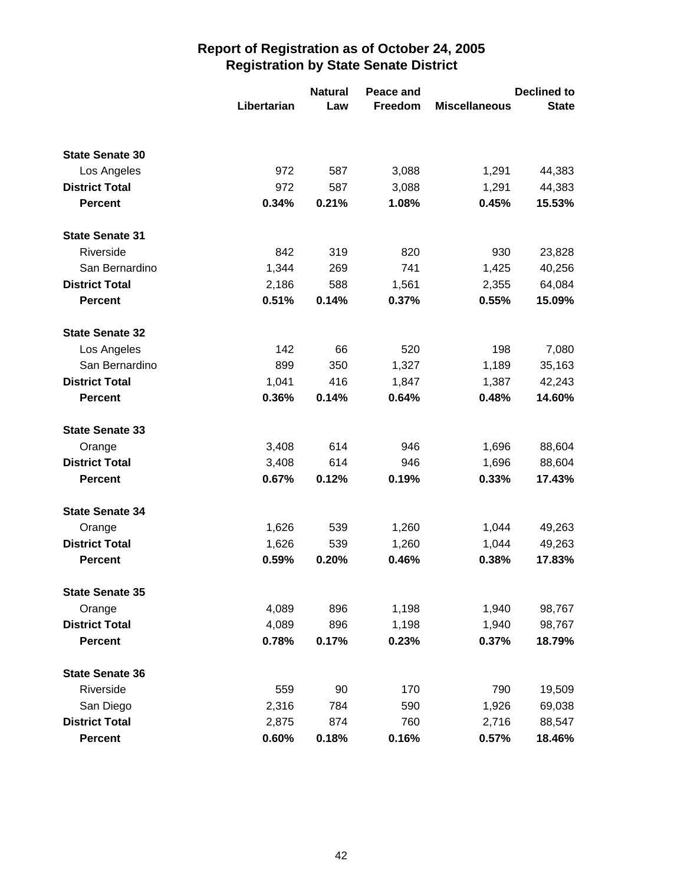# Report of Registration as of October 24, 2005
## Registration by State Senate District

| | Libertarian | Natural Law | Peace and Freedom | Miscellaneous | Declined to State |
|---|---|---|---|---|---|
| **State Senate 30** | | | | | |
| Los Angeles | 972 | 587 | 3,088 | 1,291 | 44,383 |
| **District Total** | 972 | 587 | 3,088 | 1,291 | 44,383 |
| **Percent** | **0.34%** | **0.21%** | **1.08%** | **0.45%** | **15.53%** |
| **State Senate 31** | | | | | |
| Riverside | 842 | 319 | 820 | 930 | 23,828 |
| San Bernardino | 1,344 | 269 | 741 | 1,425 | 40,256 |
| **District Total** | 2,186 | 588 | 1,561 | 2,355 | 64,084 |
| **Percent** | **0.51%** | **0.14%** | **0.37%** | **0.55%** | **15.09%** |
| **State Senate 32** | | | | | |
| Los Angeles | 142 | 66 | 520 | 198 | 7,080 |
| San Bernardino | 899 | 350 | 1,327 | 1,189 | 35,163 |
| **District Total** | 1,041 | 416 | 1,847 | 1,387 | 42,243 |
| **Percent** | **0.36%** | **0.14%** | **0.64%** | **0.48%** | **14.60%** |
| **State Senate 33** | | | | | |
| Orange | 3,408 | 614 | 946 | 1,696 | 88,604 |
| **District Total** | 3,408 | 614 | 946 | 1,696 | 88,604 |
| **Percent** | **0.67%** | **0.12%** | **0.19%** | **0.33%** | **17.43%** |
| **State Senate 34** | | | | | |
| Orange | 1,626 | 539 | 1,260 | 1,044 | 49,263 |
| **District Total** | 1,626 | 539 | 1,260 | 1,044 | 49,263 |
| **Percent** | **0.59%** | **0.20%** | **0.46%** | **0.38%** | **17.83%** |
| **State Senate 35** | | | | | |
| Orange | 4,089 | 896 | 1,198 | 1,940 | 98,767 |
| **District Total** | 4,089 | 896 | 1,198 | 1,940 | 98,767 |
| **Percent** | **0.78%** | **0.17%** | **0.23%** | **0.37%** | **18.79%** |
| **State Senate 36** | | | | | |
| Riverside | 559 | 90 | 170 | 790 | 19,509 |
| San Diego | 2,316 | 784 | 590 | 1,926 | 69,038 |
| **District Total** | 2,875 | 874 | 760 | 2,716 | 88,547 |
| **Percent** | **0.60%** | **0.18%** | **0.16%** | **0.57%** | **18.46%** |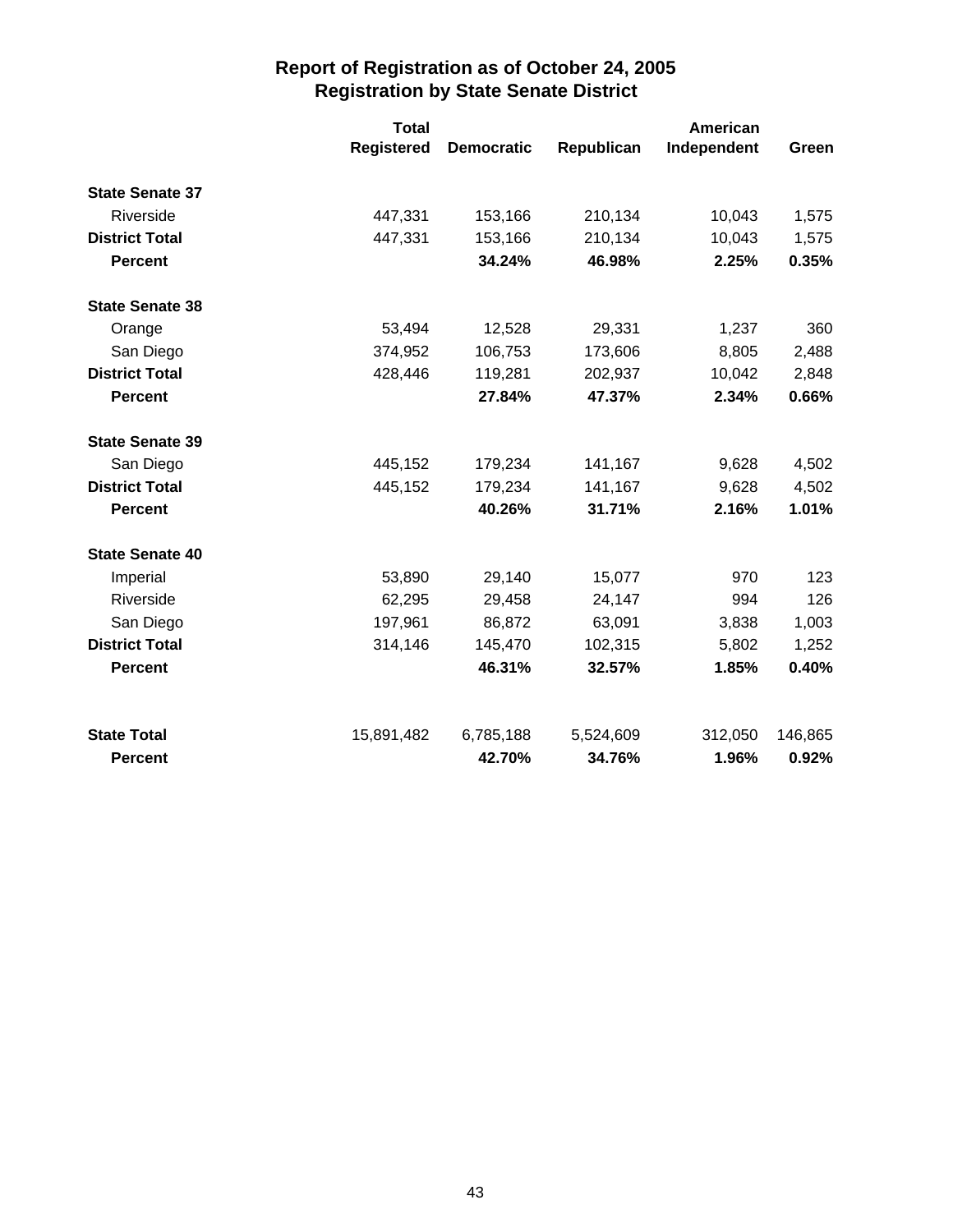# Report of Registration as of October 24, 2005
## Registration by State Senate District

| | Total Registered | Democratic | Republican | American Independent | Green |
|---|---|---|---|---|---|
| **State Senate 37** | | | | | |
| Riverside | 447,331 | 153,166 | 210,134 | 10,043 | 1,575 |
| **District Total** | 447,331 | 153,166 | 210,134 | 10,043 | 1,575 |
| **Percent** | | **34.24%** | **46.98%** | **2.25%** | **0.35%** |
| **State Senate 38** | | | | | |
| Orange | 53,494 | 12,528 | 29,331 | 1,237 | 360 |
| San Diego | 374,952 | 106,753 | 173,606 | 8,805 | 2,488 |
| **District Total** | 428,446 | 119,281 | 202,937 | 10,042 | 2,848 |
| **Percent** | | **27.84%** | **47.37%** | **2.34%** | **0.66%** |
| **State Senate 39** | | | | | |
| San Diego | 445,152 | 179,234 | 141,167 | 9,628 | 4,502 |
| **District Total** | 445,152 | 179,234 | 141,167 | 9,628 | 4,502 |
| **Percent** | | **40.26%** | **31.71%** | **2.16%** | **1.01%** |
| **State Senate 40** | | | | | |
| Imperial | 53,890 | 29,140 | 15,077 | 970 | 123 |
| Riverside | 62,295 | 29,458 | 24,147 | 994 | 126 |
| San Diego | 197,961 | 86,872 | 63,091 | 3,838 | 1,003 |
| **District Total** | 314,146 | 145,470 | 102,315 | 5,802 | 1,252 |
| **Percent** | | **46.31%** | **32.57%** | **1.85%** | **0.40%** |
| **State Total** | 15,891,482 | 6,785,188 | 5,524,609 | 312,050 | 146,865 |
| **Percent** | | **42.70%** | **34.76%** | **1.96%** | **0.92%** |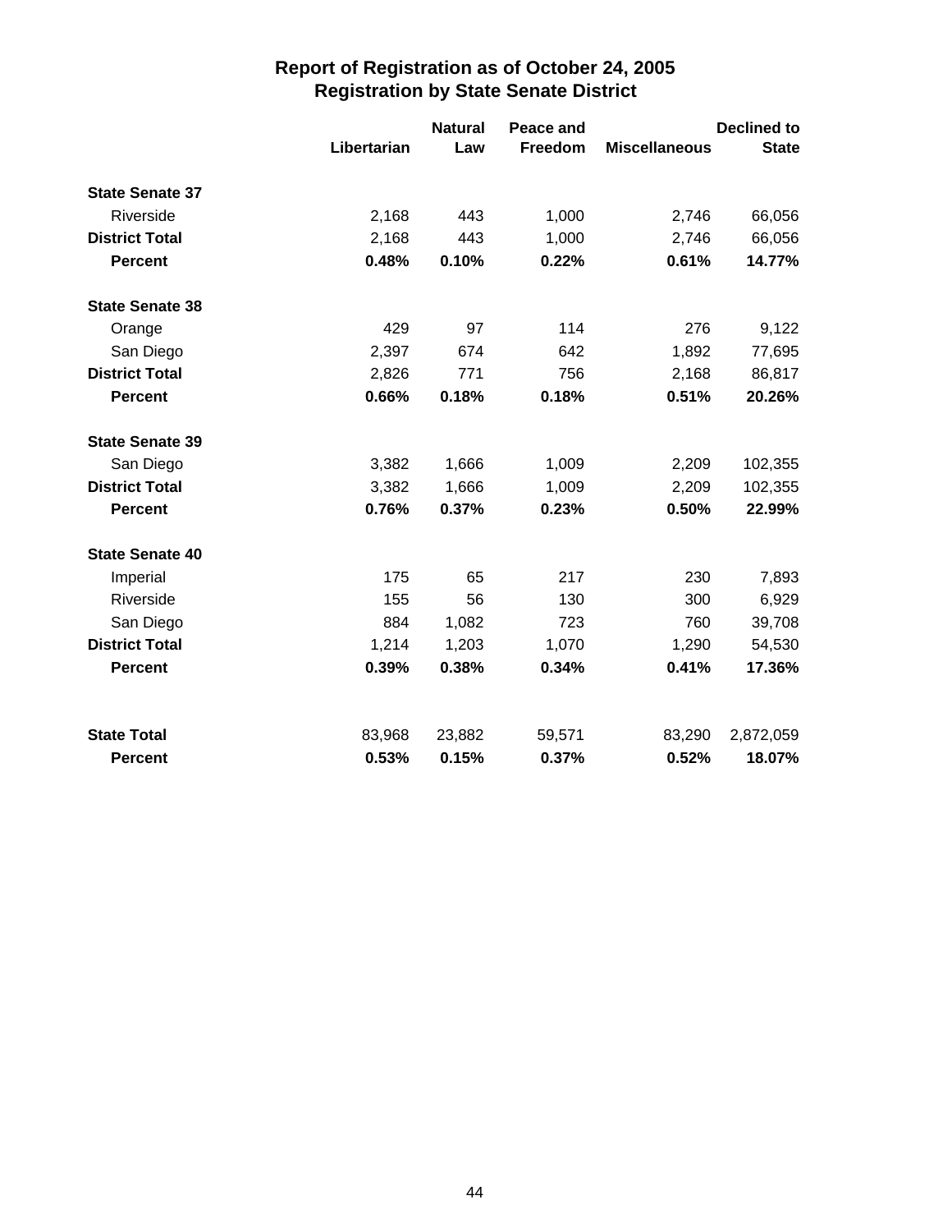# Report of Registration as of October 24, 2005
## Registration by State Senate District

| | Libertarian | Natural Law | Peace and Freedom | Miscellaneous | Declined to State |
|---|---|---|---|---|---|
| **State Senate 37** | | | | | |
| Riverside | 2,168 | 443 | 1,000 | 2,746 | 66,056 |
| **District Total** | 2,168 | 443 | 1,000 | 2,746 | 66,056 |
| **Percent** | **0.48%** | **0.10%** | **0.22%** | **0.61%** | **14.77%** |
| **State Senate 38** | | | | | |
| Orange | 429 | 97 | 114 | 276 | 9,122 |
| San Diego | 2,397 | 674 | 642 | 1,892 | 77,695 |
| **District Total** | 2,826 | 771 | 756 | 2,168 | 86,817 |
| **Percent** | **0.66%** | **0.18%** | **0.18%** | **0.51%** | **20.26%** |
| **State Senate 39** | | | | | |
| San Diego | 3,382 | 1,666 | 1,009 | 2,209 | 102,355 |
| **District Total** | 3,382 | 1,666 | 1,009 | 2,209 | 102,355 |
| **Percent** | **0.76%** | **0.37%** | **0.23%** | **0.50%** | **22.99%** |
| **State Senate 40** | | | | | |
| Imperial | 175 | 65 | 217 | 230 | 7,893 |
| Riverside | 155 | 56 | 130 | 300 | 6,929 |
| San Diego | 884 | 1,082 | 723 | 760 | 39,708 |
| **District Total** | 1,214 | 1,203 | 1,070 | 1,290 | 54,530 |
| **Percent** | **0.39%** | **0.38%** | **0.34%** | **0.41%** | **17.36%** |
| **State Total** | 83,968 | 23,882 | 59,571 | 83,290 | 2,872,059 |
| **Percent** | **0.53%** | **0.15%** | **0.37%** | **0.52%** | **18.07%** |